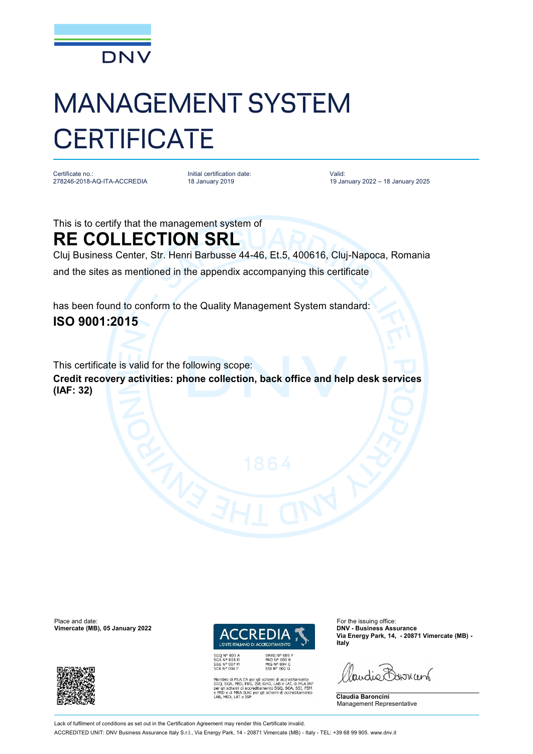DNV

# MANAGEMENT SYSTEM CERTIFICATE

Certificate no.:
278246-2018-AQ-ITA-ACCREDIA

Initial certification date:
18 January 2019

Valid:
19 January 2022 – 18 January 2025

This is to certify that the management system of

## RE COLLECTION SRL

Cluj Business Center, Str. Henri Barbusse 44-46, Et.5, 400616, Cluj-Napoca, Romania

and the sites as mentioned in the appendix accompanying this certificate

has been found to conform to the Quality Management System standard:

**ISO 9001:2015**

This certificate is valid for the following scope:

**Credit recovery activities: phone collection, back office and help desk services (IAF: 32)**

Place and date:
**Vimercate (MB), 05 January 2022**

ACCREDIA
L'ENTE ITALIANO DI ACCREDITAMENTO

SGQ N° 003 A
SGA N° 003 D
SGE N° 007 M
SCR N° 004 F

EMAS N° 009 P
PRD N° 003 B
PRS N° 094 C
SSI N° 002 G

Membro di MLA EA per gli schemi di accreditamento SGQ, SGA, PRD, PRS, ISP, GHG, LAB e LAT, di MLA IAF per gli schemi di accreditamento SGQ, SGA, SSI, FSM e PRD e di MRA ILAC per gli schemi di accreditamento LAB, MED, LAT e ISP

For the issuing office:
**DNV - Business Assurance**
**Via Energy Park, 14, - 20871 Vimercate (MB) - Italy**

**Claudia Baroncini**
Management Representative

Lack of fulfilment of conditions as set out in the Certification Agreement may render this Certificate invalid.

ACCREDITED UNIT: DNV Business Assurance Italy S.r.l., Via Energy Park, 14 - 20871 Vimercate (MB) - Italy - TEL: +39 68 99 905. www.dnv.it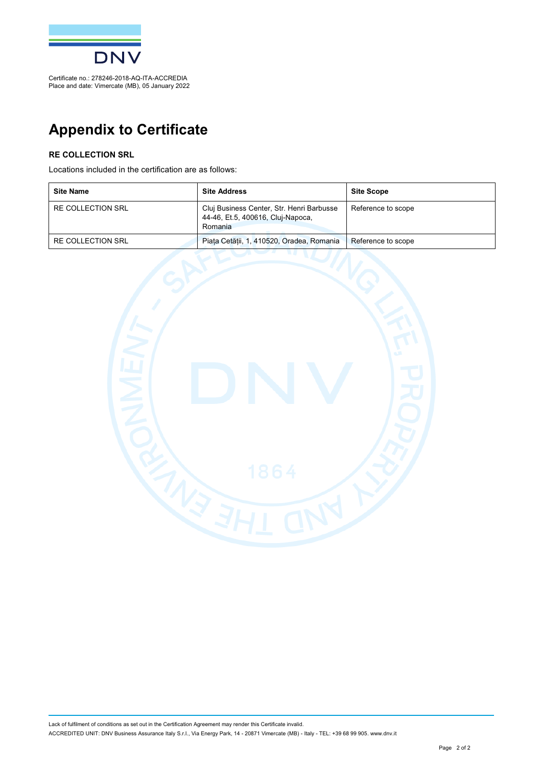Certificate no.: 278246-2018-AQ-ITA-ACCREDIA
Place and date: Vimercate (MB), 05 January 2022

# Appendix to Certificate

**RE COLLECTION SRL**

Locations included in the certification are as follows:

| Site Name | Site Address | Site Scope |
|---|---|---|
| RE COLLECTION SRL | Cluj Business Center, Str. Henri Barbusse 44-46, Et.5, 400616, Cluj-Napoca, Romania | Reference to scope |
| RE COLLECTION SRL | Piața Cetății, 1, 410520, Oradea, Romania | Reference to scope |

Lack of fulfilment of conditions as set out in the Certification Agreement may render this Certificate invalid.

ACCREDITED UNIT: DNV Business Assurance Italy S.r.l., Via Energy Park, 14 - 20871 Vimercate (MB) - Italy - TEL: +39 68 99 905. www.dnv.it